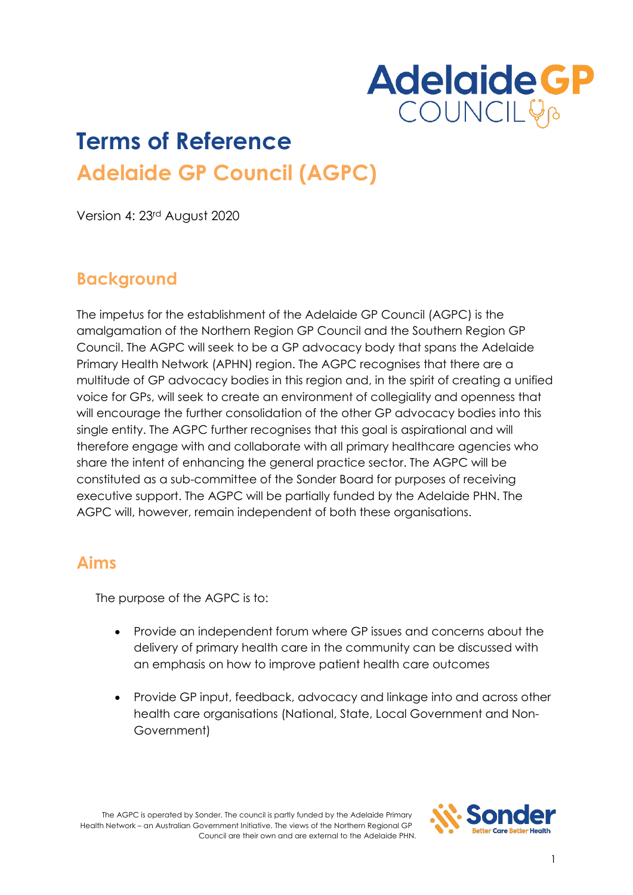# Terms of Reference

## Adelaide GP Council (AGPC)

Version 4: 23rd August 2020

## Background

The impetus for the establishment of the Adelaide GP Council (AGPC) is the amalgamation of the Northern Region GP Council and the Southern Region GP Council. The AGPC will seek to be a GP advocacy body that spans the Adelaide Primary Health Network (APHN) region. The AGPC recognises that there are a multitude of GP advocacy bodies in this region and, in the spirit of creating a unified voice for GPs, will seek to create an environment of collegiality and openness that will encourage the further consolidation of the other GP advocacy bodies into this single entity. The AGPC further recognises that this goal is aspirational and will therefore engage with and collaborate with all primary healthcare agencies who share the intent of enhancing the general practice sector. The AGPC will be constituted as a sub-committee of the Sonder Board for purposes of receiving executive support. The AGPC will be partially funded by the Adelaide PHN. The AGPC will, however, remain independent of both these organisations.

## Aims

The purpose of the AGPC is to:

- Provide an independent forum where GP issues and concerns about the delivery of primary health care in the community can be discussed with an emphasis on how to improve patient health care outcomes
- Provide GP input, feedback, advocacy and linkage into and across other health care organisations (National, State, Local Government and Non-Government)

The AGPC is operated by Sonder. The council is partly funded by the Adelaide Primary Health Network – an Australian Government Initiative. The views of the Northern Regional GP Council are their own and are external to the Adelaide PHN.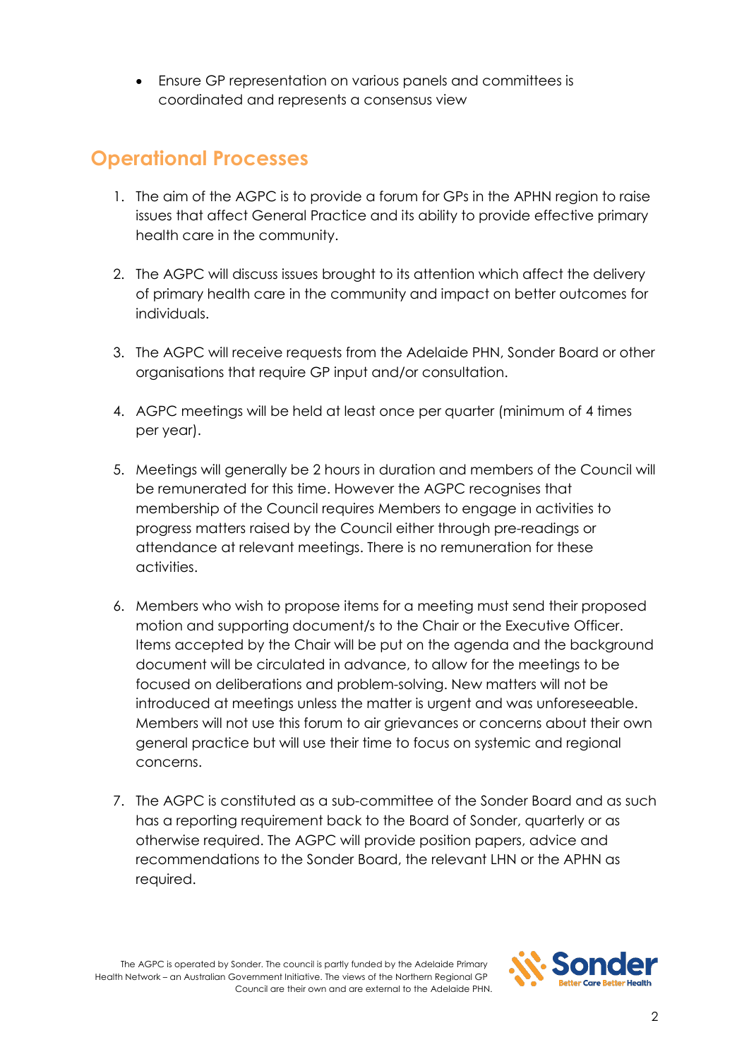- Ensure GP representation on various panels and committees is coordinated and represents a consensus view

## Operational Processes

1. The aim of the AGPC is to provide a forum for GPs in the APHN region to raise issues that affect General Practice and its ability to provide effective primary health care in the community.

2. The AGPC will discuss issues brought to its attention which affect the delivery of primary health care in the community and impact on better outcomes for individuals.

3. The AGPC will receive requests from the Adelaide PHN, Sonder Board or other organisations that require GP input and/or consultation.

4. AGPC meetings will be held at least once per quarter (minimum of 4 times per year).

5. Meetings will generally be 2 hours in duration and members of the Council will be remunerated for this time. However the AGPC recognises that membership of the Council requires Members to engage in activities to progress matters raised by the Council either through pre-readings or attendance at relevant meetings. There is no remuneration for these activities.

6. Members who wish to propose items for a meeting must send their proposed motion and supporting document/s to the Chair or the Executive Officer. Items accepted by the Chair will be put on the agenda and the background document will be circulated in advance, to allow for the meetings to be focused on deliberations and problem-solving. New matters will not be introduced at meetings unless the matter is urgent and was unforeseeable. Members will not use this forum to air grievances or concerns about their own general practice but will use their time to focus on systemic and regional concerns.

7. The AGPC is constituted as a sub-committee of the Sonder Board and as such has a reporting requirement back to the Board of Sonder, quarterly or as otherwise required. The AGPC will provide position papers, advice and recommendations to the Sonder Board, the relevant LHN or the APHN as required.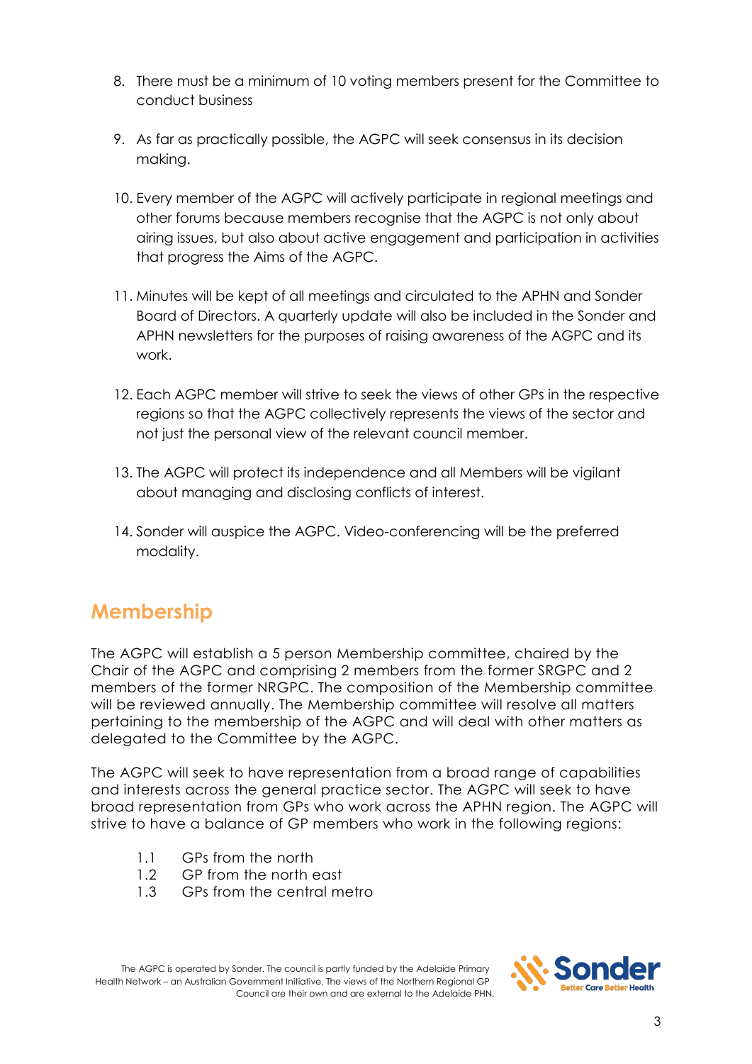8. There must be a minimum of 10 voting members present for the Committee to conduct business

9. As far as practically possible, the AGPC will seek consensus in its decision making.

10. Every member of the AGPC will actively participate in regional meetings and other forums because members recognise that the AGPC is not only about airing issues, but also about active engagement and participation in activities that progress the Aims of the AGPC.

11. Minutes will be kept of all meetings and circulated to the APHN and Sonder Board of Directors. A quarterly update will also be included in the Sonder and APHN newsletters for the purposes of raising awareness of the AGPC and its work.

12. Each AGPC member will strive to seek the views of other GPs in the respective regions so that the AGPC collectively represents the views of the sector and not just the personal view of the relevant council member.

13. The AGPC will protect its independence and all Members will be vigilant about managing and disclosing conflicts of interest.

14. Sonder will auspice the AGPC. Video-conferencing will be the preferred modality.

## Membership

The AGPC will establish a 5 person Membership committee, chaired by the Chair of the AGPC and comprising 2 members from the former SRGPC and 2 members of the former NRGPC. The composition of the Membership committee will be reviewed annually. The Membership committee will resolve all matters pertaining to the membership of the AGPC and will deal with other matters as delegated to the Committee by the AGPC.

The AGPC will seek to have representation from a broad range of capabilities and interests across the general practice sector. The AGPC will seek to have broad representation from GPs who work across the APHN region. The AGPC will strive to have a balance of GP members who work in the following regions:

- 1.1 GPs from the north
- 1.2 GP from the north east
- 1.3 GPs from the central metro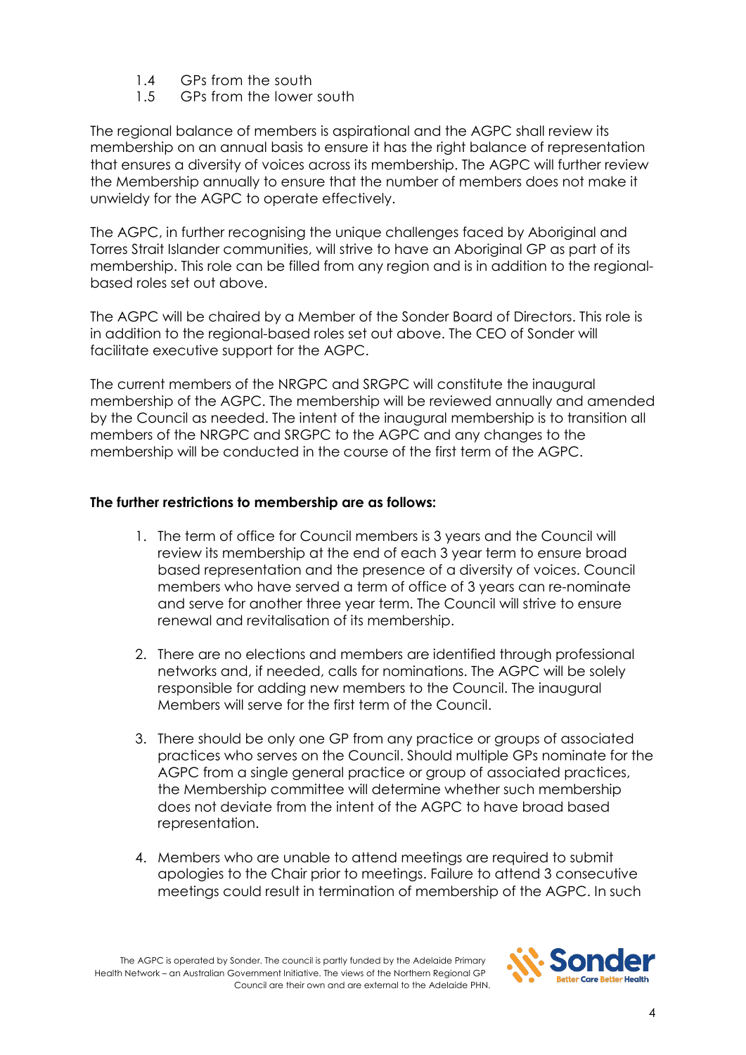1.4 GPs from the south
1.5 GPs from the lower south

The regional balance of members is aspirational and the AGPC shall review its membership on an annual basis to ensure it has the right balance of representation that ensures a diversity of voices across its membership. The AGPC will further review the Membership annually to ensure that the number of members does not make it unwieldy for the AGPC to operate effectively.

The AGPC, in further recognising the unique challenges faced by Aboriginal and Torres Strait Islander communities, will strive to have an Aboriginal GP as part of its membership. This role can be filled from any region and is in addition to the regional-based roles set out above.

The AGPC will be chaired by a Member of the Sonder Board of Directors. This role is in addition to the regional-based roles set out above. The CEO of Sonder will facilitate executive support for the AGPC.

The current members of the NRGPC and SRGPC will constitute the inaugural membership of the AGPC. The membership will be reviewed annually and amended by the Council as needed. The intent of the inaugural membership is to transition all members of the NRGPC and SRGPC to the AGPC and any changes to the membership will be conducted in the course of the first term of the AGPC.

**The further restrictions to membership are as follows:**

1. The term of office for Council members is 3 years and the Council will review its membership at the end of each 3 year term to ensure broad based representation and the presence of a diversity of voices. Council members who have served a term of office of 3 years can re-nominate and serve for another three year term. The Council will strive to ensure renewal and revitalisation of its membership.

2. There are no elections and members are identified through professional networks and, if needed, calls for nominations. The AGPC will be solely responsible for adding new members to the Council. The inaugural Members will serve for the first term of the Council.

3. There should be only one GP from any practice or groups of associated practices who serves on the Council. Should multiple GPs nominate for the AGPC from a single general practice or group of associated practices, the Membership committee will determine whether such membership does not deviate from the intent of the AGPC to have broad based representation.

4. Members who are unable to attend meetings are required to submit apologies to the Chair prior to meetings. Failure to attend 3 consecutive meetings could result in termination of membership of the AGPC. In such

The AGPC is operated by Sonder. The council is partly funded by the Adelaide Primary Health Network – an Australian Government Initiative. The views of the Northern Regional GP Council are their own and are external to the Adelaide PHN.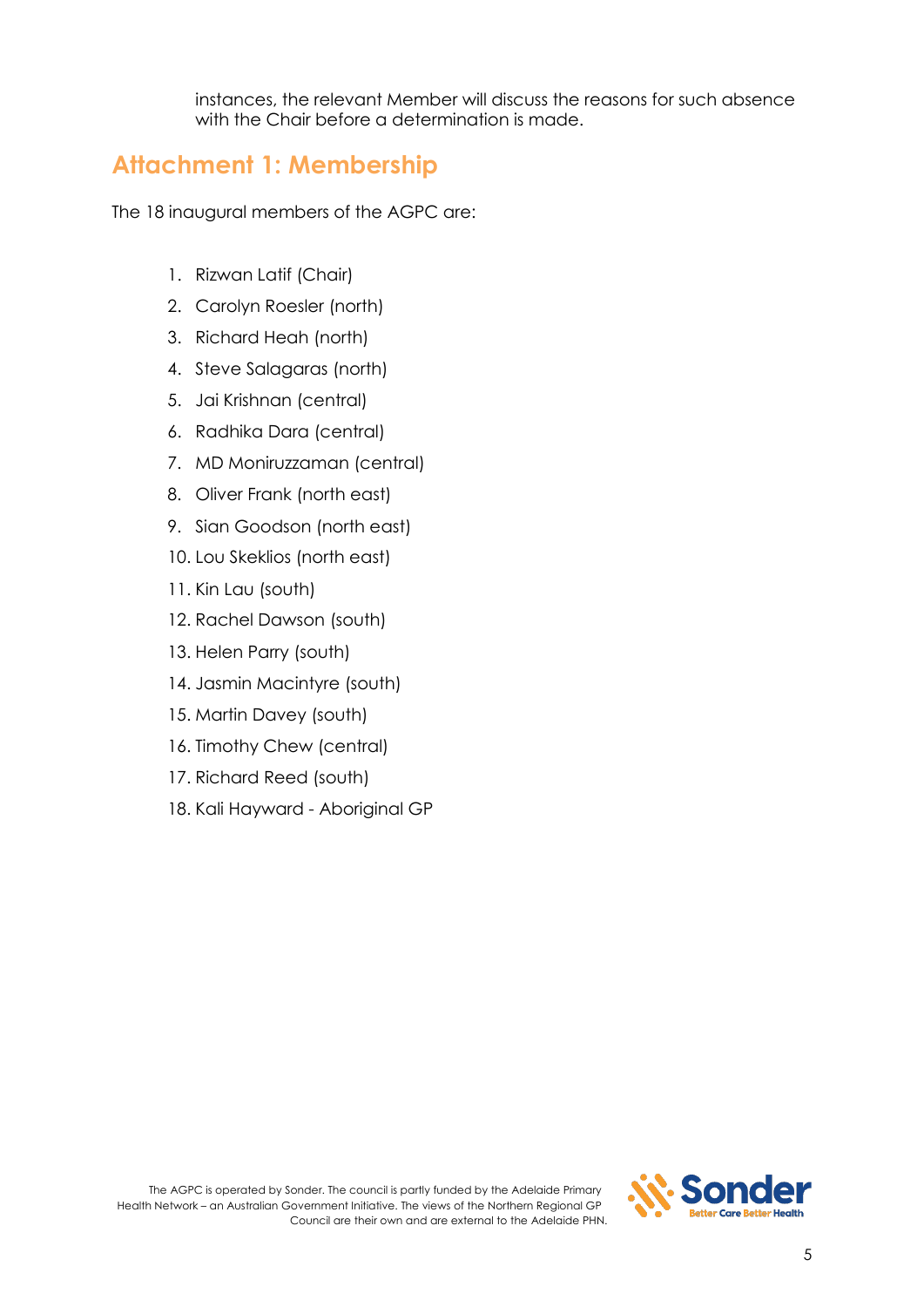instances, the relevant Member will discuss the reasons for such absence with the Chair before a determination is made.

## Attachment 1: Membership

The 18 inaugural members of the AGPC are:

1. Rizwan Latif (Chair)
2. Carolyn Roesler (north)
3. Richard Heah (north)
4. Steve Salagaras (north)
5. Jai Krishnan (central)
6. Radhika Dara (central)
7. MD Moniruzzaman (central)
8. Oliver Frank (north east)
9. Sian Goodson (north east)
10. Lou Skeklios (north east)
11. Kin Lau (south)
12. Rachel Dawson (south)
13. Helen Parry (south)
14. Jasmin Macintyre (south)
15. Martin Davey (south)
16. Timothy Chew (central)
17. Richard Reed (south)
18. Kali Hayward - Aboriginal GP

The AGPC is operated by Sonder. The council is partly funded by the Adelaide Primary Health Network – an Australian Government Initiative. The views of the Northern Regional GP Council are their own and are external to the Adelaide PHN.